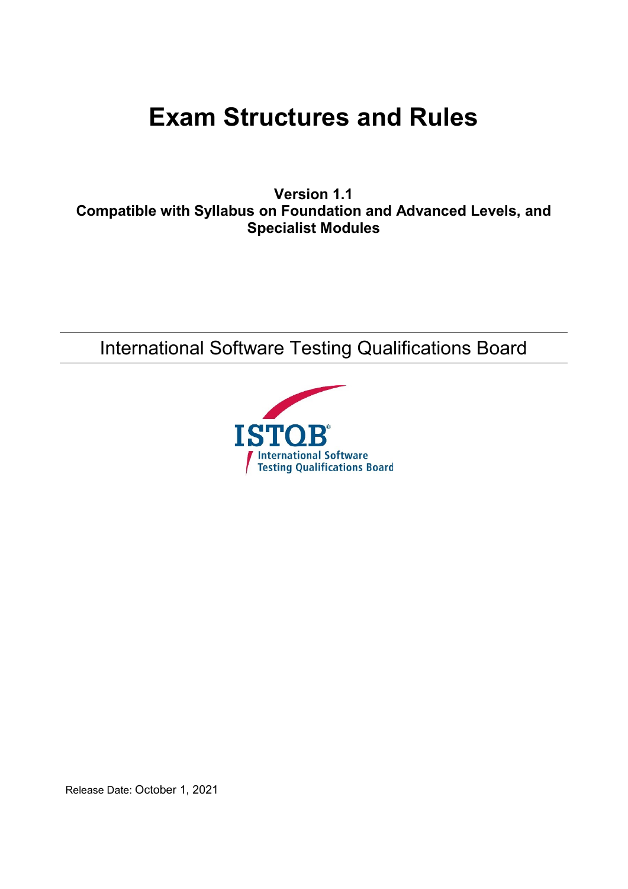# Exam Structures and Rules

**Version 1.1**
**Compatible with Syllabus on Foundation and Advanced Levels, and Specialist Modules**

International Software Testing Qualifications Board

Release Date: October 1, 2021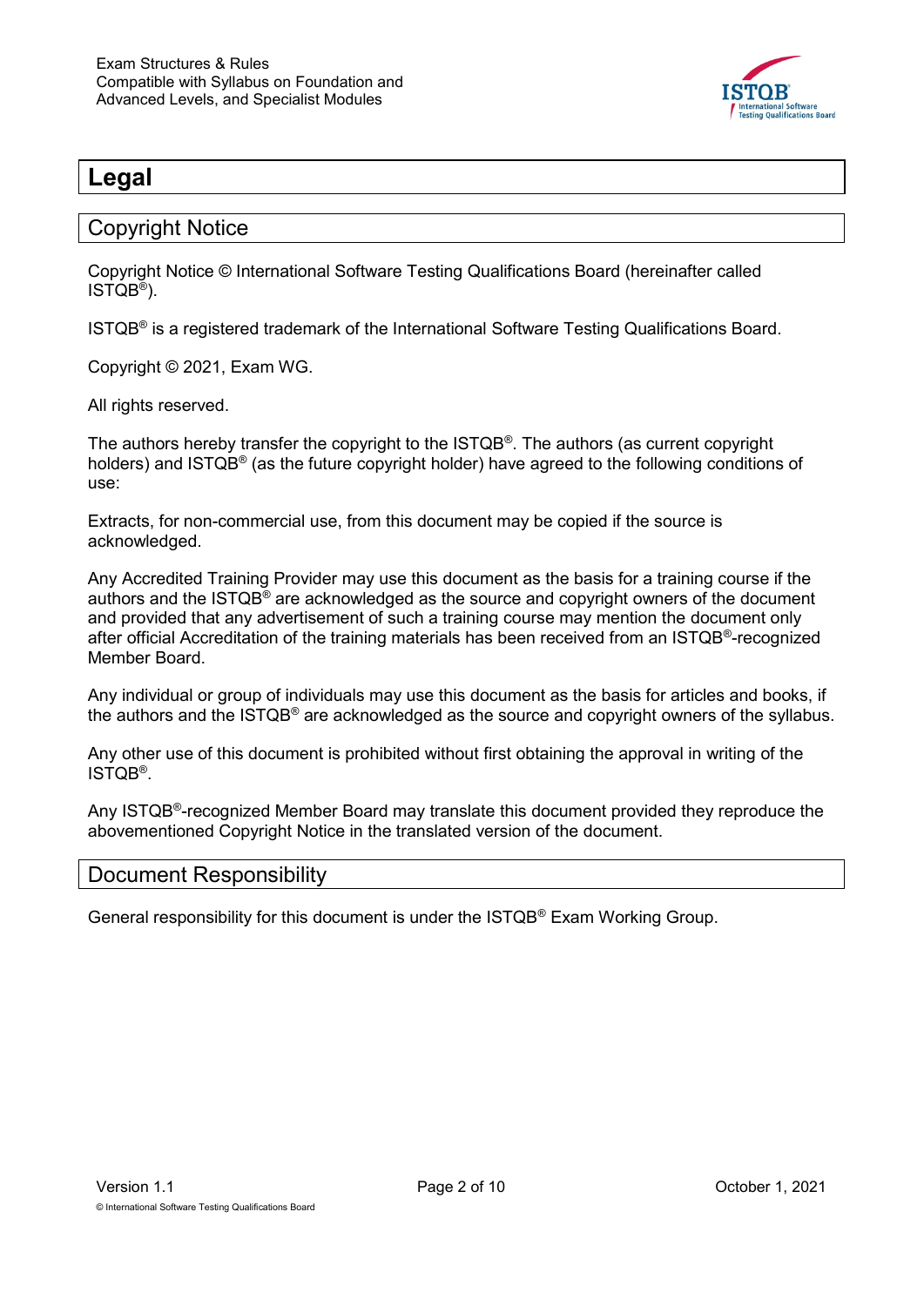# Legal

## Copyright Notice

Copyright Notice © International Software Testing Qualifications Board (hereinafter called ISTQB®).

ISTQB® is a registered trademark of the International Software Testing Qualifications Board.

Copyright © 2021, Exam WG.

All rights reserved.

The authors hereby transfer the copyright to the ISTQB®. The authors (as current copyright holders) and ISTQB® (as the future copyright holder) have agreed to the following conditions of use:

Extracts, for non-commercial use, from this document may be copied if the source is acknowledged.

Any Accredited Training Provider may use this document as the basis for a training course if the authors and the ISTQB® are acknowledged as the source and copyright owners of the document and provided that any advertisement of such a training course may mention the document only after official Accreditation of the training materials has been received from an ISTQB®-recognized Member Board.

Any individual or group of individuals may use this document as the basis for articles and books, if the authors and the ISTQB® are acknowledged as the source and copyright owners of the syllabus.

Any other use of this document is prohibited without first obtaining the approval in writing of the ISTQB®.

Any ISTQB®-recognized Member Board may translate this document provided they reproduce the abovementioned Copyright Notice in the translated version of the document.

## Document Responsibility

General responsibility for this document is under the ISTQB® Exam Working Group.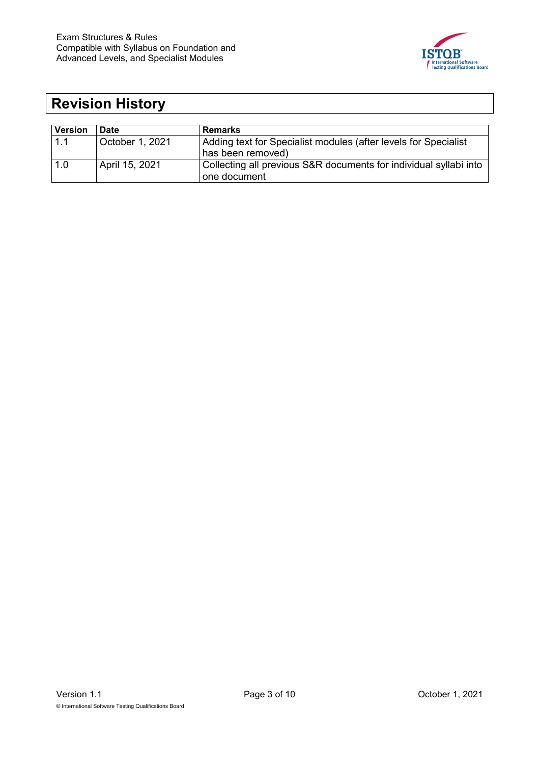# Revision History

| Version | Date | Remarks |
| --- | --- | --- |
| 1.1 | October 1, 2021 | Adding text for Specialist modules (after levels for Specialist has been removed) |
| 1.0 | April 15, 2021 | Collecting all previous S&R documents for individual syllabi into one document |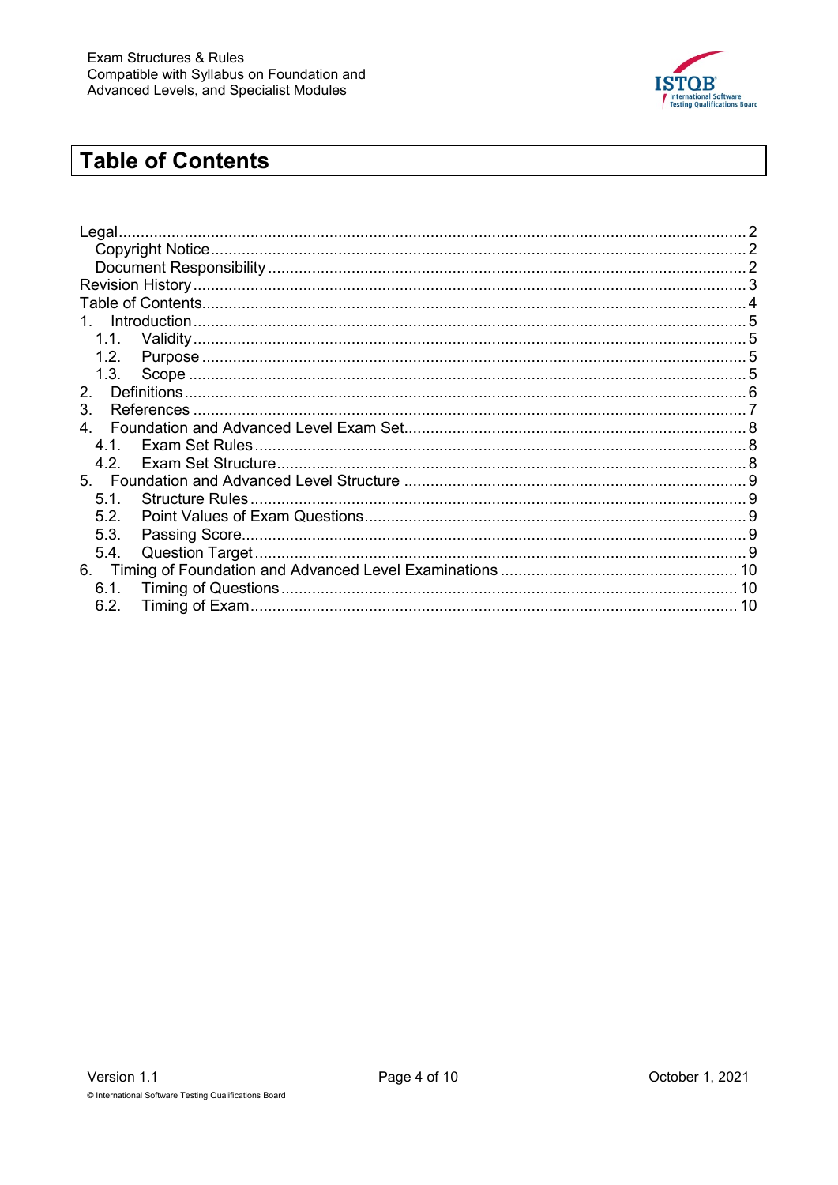# Table of Contents

- Legal ... 2
  - Copyright Notice ... 2
  - Document Responsibility ... 2
- Revision History ... 3
- Table of Contents ... 4
- 1. Introduction ... 5
  - 1.1. Validity ... 5
  - 1.2. Purpose ... 5
  - 1.3. Scope ... 5
- 2. Definitions ... 6
- 3. References ... 7
- 4. Foundation and Advanced Level Exam Set ... 8
  - 4.1. Exam Set Rules ... 8
  - 4.2. Exam Set Structure ... 8
- 5. Foundation and Advanced Level Structure ... 9
  - 5.1. Structure Rules ... 9
  - 5.2. Point Values of Exam Questions ... 9
  - 5.3. Passing Score ... 9
  - 5.4. Question Target ... 9
- 6. Timing of Foundation and Advanced Level Examinations ... 10
  - 6.1. Timing of Questions ... 10
  - 6.2. Timing of Exam ... 10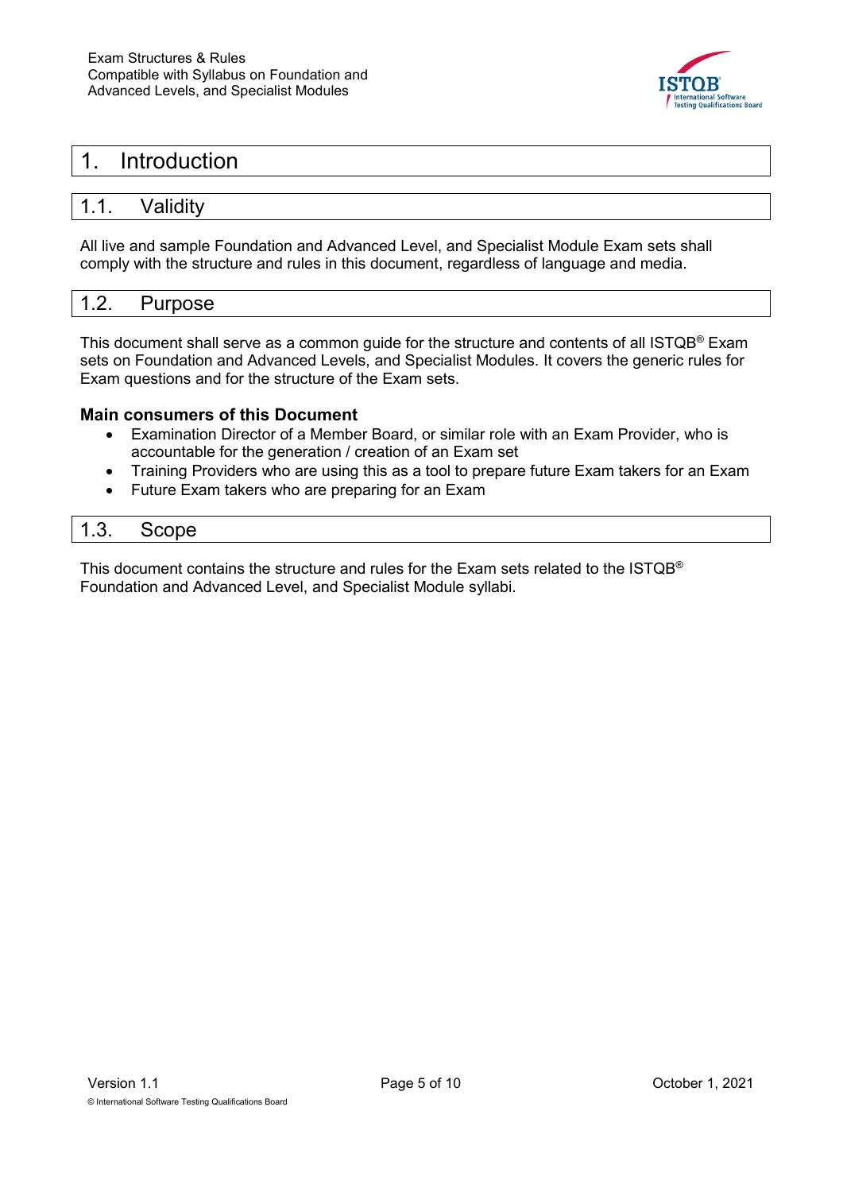# 1. Introduction

## 1.1. Validity

All live and sample Foundation and Advanced Level, and Specialist Module Exam sets shall comply with the structure and rules in this document, regardless of language and media.

## 1.2. Purpose

This document shall serve as a common guide for the structure and contents of all ISTQB® Exam sets on Foundation and Advanced Levels, and Specialist Modules. It covers the generic rules for Exam questions and for the structure of the Exam sets.

**Main consumers of this Document**

- Examination Director of a Member Board, or similar role with an Exam Provider, who is accountable for the generation / creation of an Exam set
- Training Providers who are using this as a tool to prepare future Exam takers for an Exam
- Future Exam takers who are preparing for an Exam

## 1.3. Scope

This document contains the structure and rules for the Exam sets related to the ISTQB® Foundation and Advanced Level, and Specialist Module syllabi.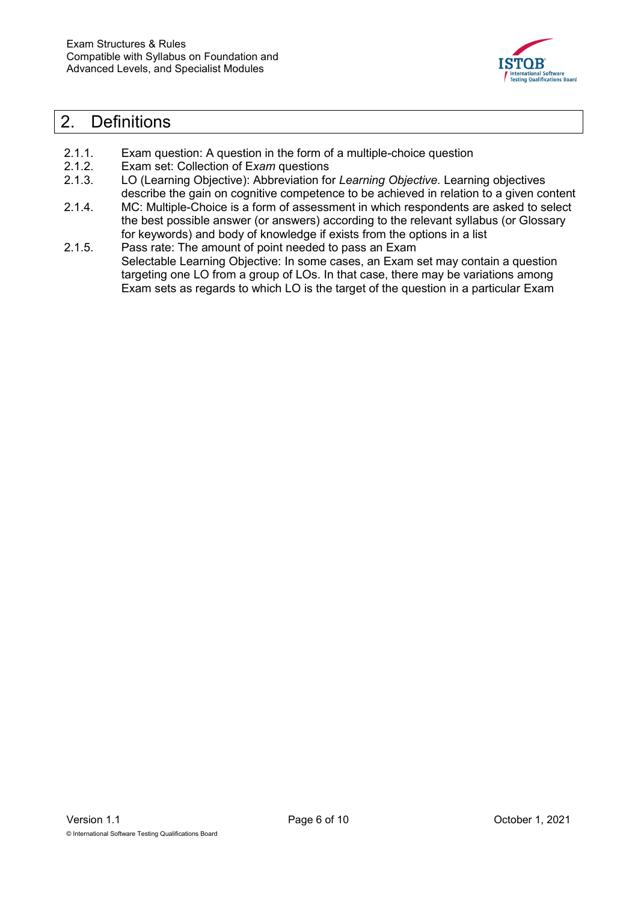# 2. Definitions

2.1.1. Exam question: A question in the form of a multiple-choice question

2.1.2. Exam set: Collection of E*xam* questions

2.1.3. LO (Learning Objective): Abbreviation for *Learning Objective.* Learning objectives describe the gain on cognitive competence to be achieved in relation to a given content

2.1.4. MC: Multiple-Choice is a form of assessment in which respondents are asked to select the best possible answer (or answers) according to the relevant syllabus (or Glossary for keywords) and body of knowledge if exists from the options in a list

2.1.5. Pass rate: The amount of point needed to pass an Exam
Selectable Learning Objective: In some cases, an Exam set may contain a question targeting one LO from a group of LOs. In that case, there may be variations among Exam sets as regards to which LO is the target of the question in a particular Exam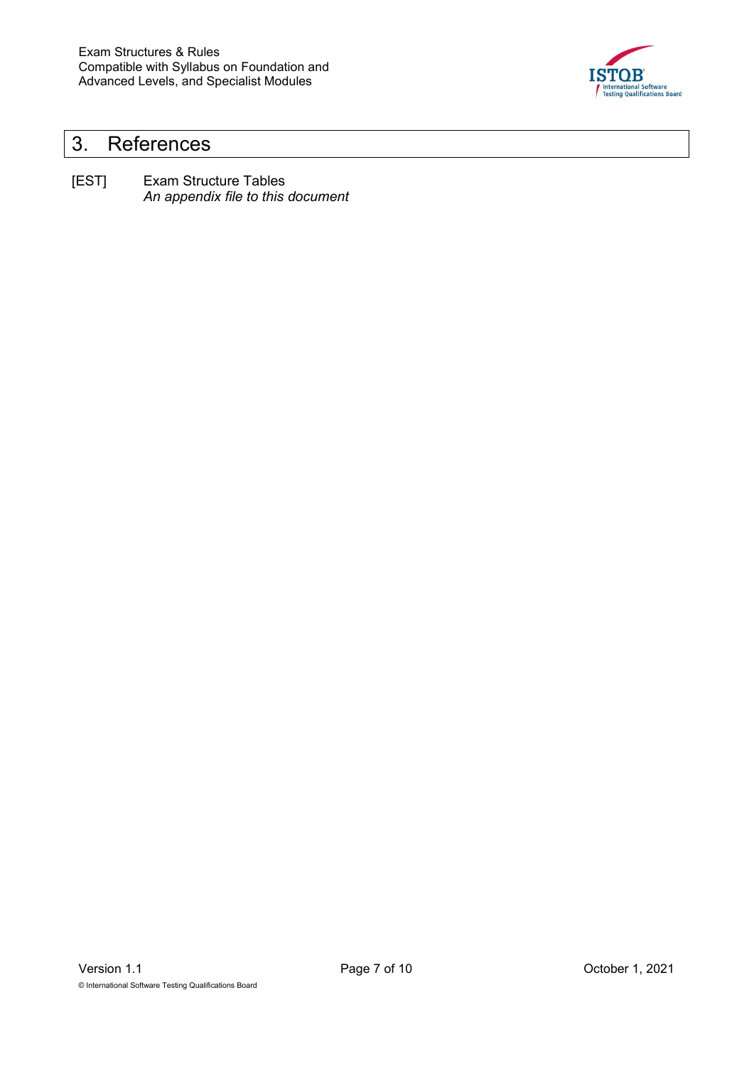# 3. References

[EST] Exam Structure Tables
*An appendix file to this document*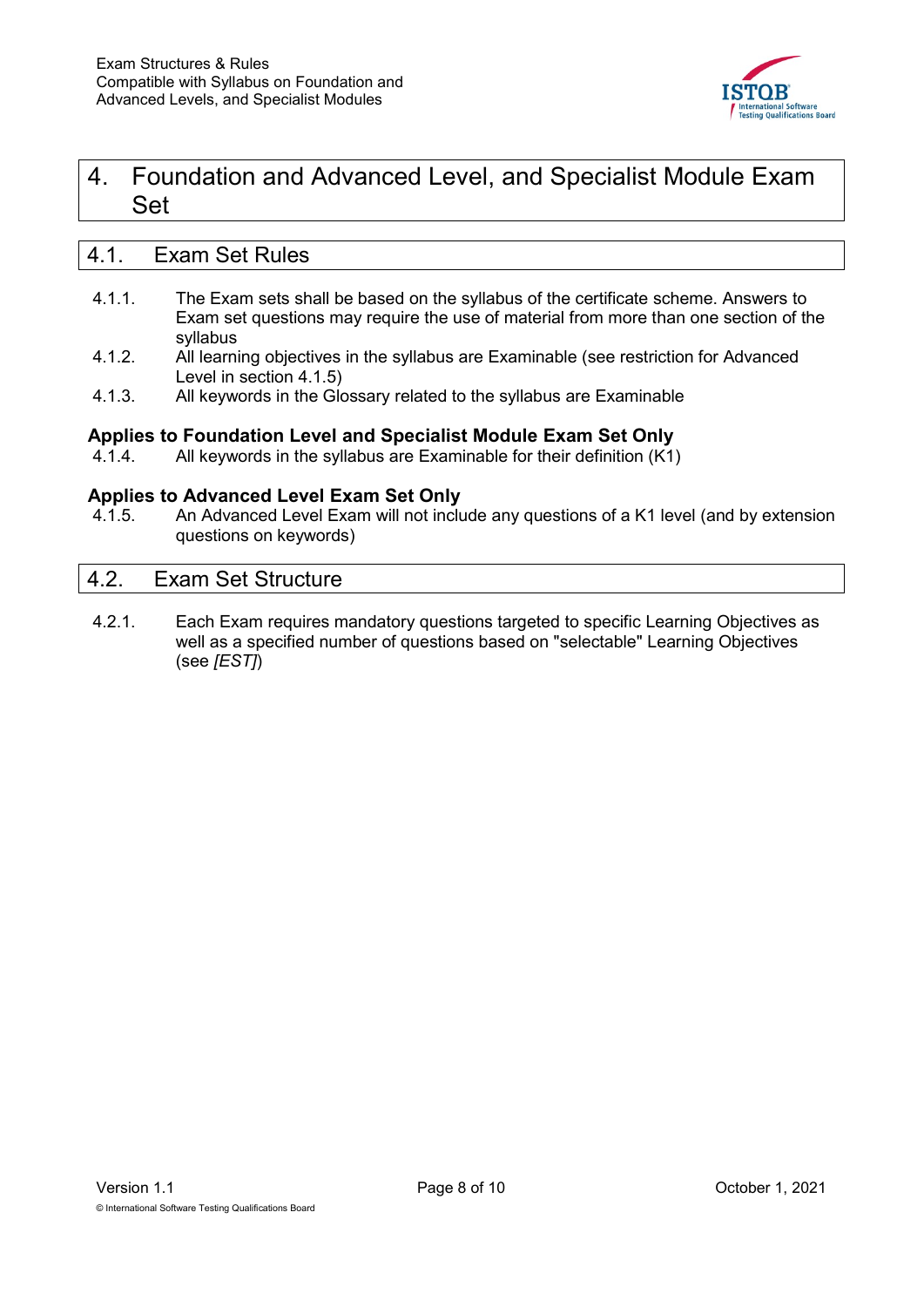# 4. Foundation and Advanced Level, and Specialist Module Exam Set

## 4.1. Exam Set Rules

4.1.1. The Exam sets shall be based on the syllabus of the certificate scheme. Answers to Exam set questions may require the use of material from more than one section of the syllabus

4.1.2. All learning objectives in the syllabus are Examinable (see restriction for Advanced Level in section 4.1.5)

4.1.3. All keywords in the Glossary related to the syllabus are Examinable

**Applies to Foundation Level and Specialist Module Exam Set Only**

4.1.4. All keywords in the syllabus are Examinable for their definition (K1)

**Applies to Advanced Level Exam Set Only**

4.1.5. An Advanced Level Exam will not include any questions of a K1 level (and by extension questions on keywords)

## 4.2. Exam Set Structure

4.2.1. Each Exam requires mandatory questions targeted to specific Learning Objectives as well as a specified number of questions based on "selectable" Learning Objectives (see *[EST]*)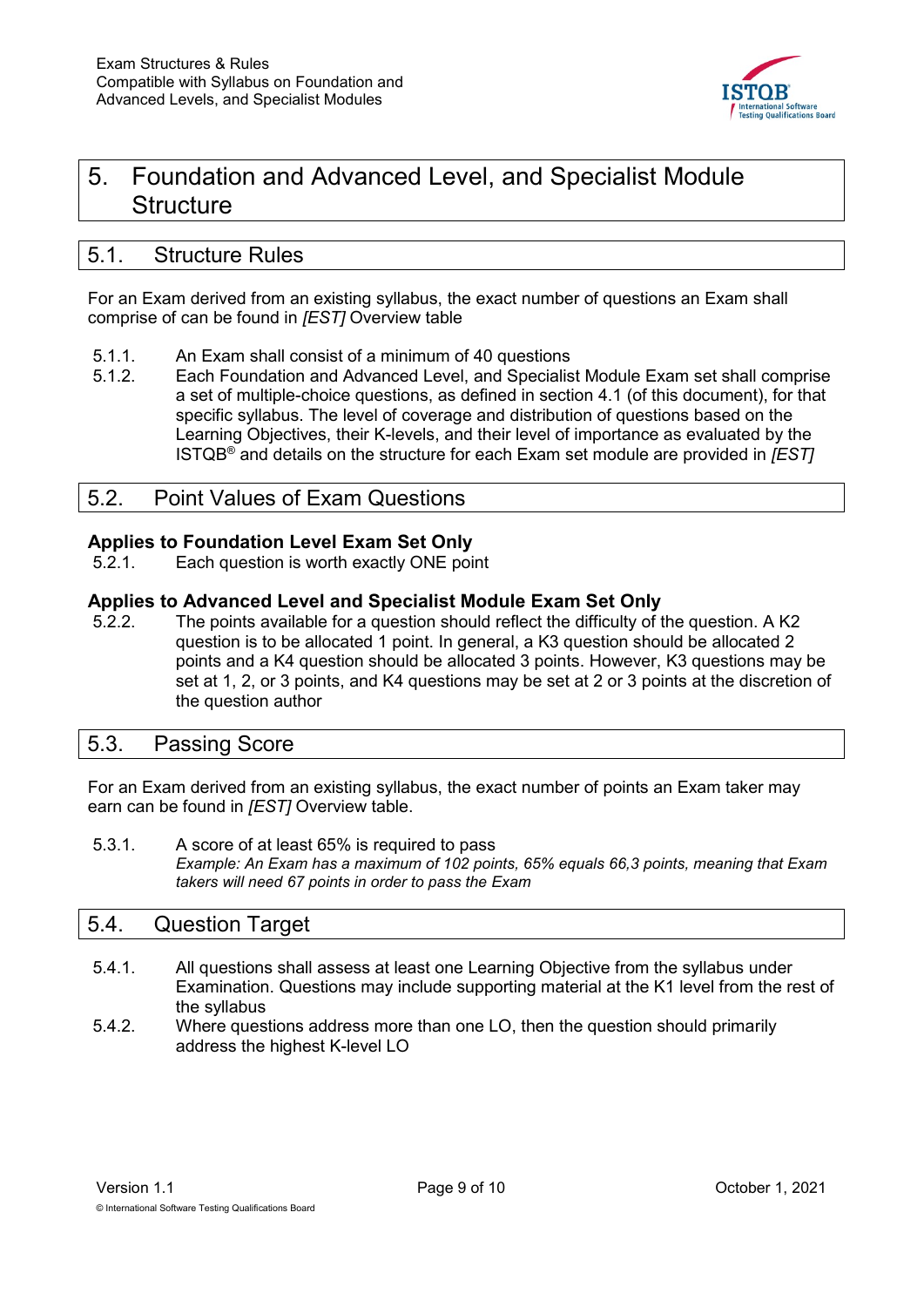# 5. Foundation and Advanced Level, and Specialist Module Structure

## 5.1. Structure Rules

For an Exam derived from an existing syllabus, the exact number of questions an Exam shall comprise of can be found in *[EST]* Overview table

5.1.1. An Exam shall consist of a minimum of 40 questions

5.1.2. Each Foundation and Advanced Level, and Specialist Module Exam set shall comprise a set of multiple-choice questions, as defined in section 4.1 (of this document), for that specific syllabus. The level of coverage and distribution of questions based on the Learning Objectives, their K-levels, and their level of importance as evaluated by the ISTQB® and details on the structure for each Exam set module are provided in *[EST]*

## 5.2. Point Values of Exam Questions

**Applies to Foundation Level Exam Set Only**

5.2.1. Each question is worth exactly ONE point

**Applies to Advanced Level and Specialist Module Exam Set Only**

5.2.2. The points available for a question should reflect the difficulty of the question. A K2 question is to be allocated 1 point. In general, a K3 question should be allocated 2 points and a K4 question should be allocated 3 points. However, K3 questions may be set at 1, 2, or 3 points, and K4 questions may be set at 2 or 3 points at the discretion of the question author

## 5.3. Passing Score

For an Exam derived from an existing syllabus, the exact number of points an Exam taker may earn can be found in *[EST]* Overview table.

5.3.1. A score of at least 65% is required to pass
*Example: An Exam has a maximum of 102 points, 65% equals 66,3 points, meaning that Exam takers will need 67 points in order to pass the Exam*

## 5.4. Question Target

5.4.1. All questions shall assess at least one Learning Objective from the syllabus under Examination. Questions may include supporting material at the K1 level from the rest of the syllabus

5.4.2. Where questions address more than one LO, then the question should primarily address the highest K-level LO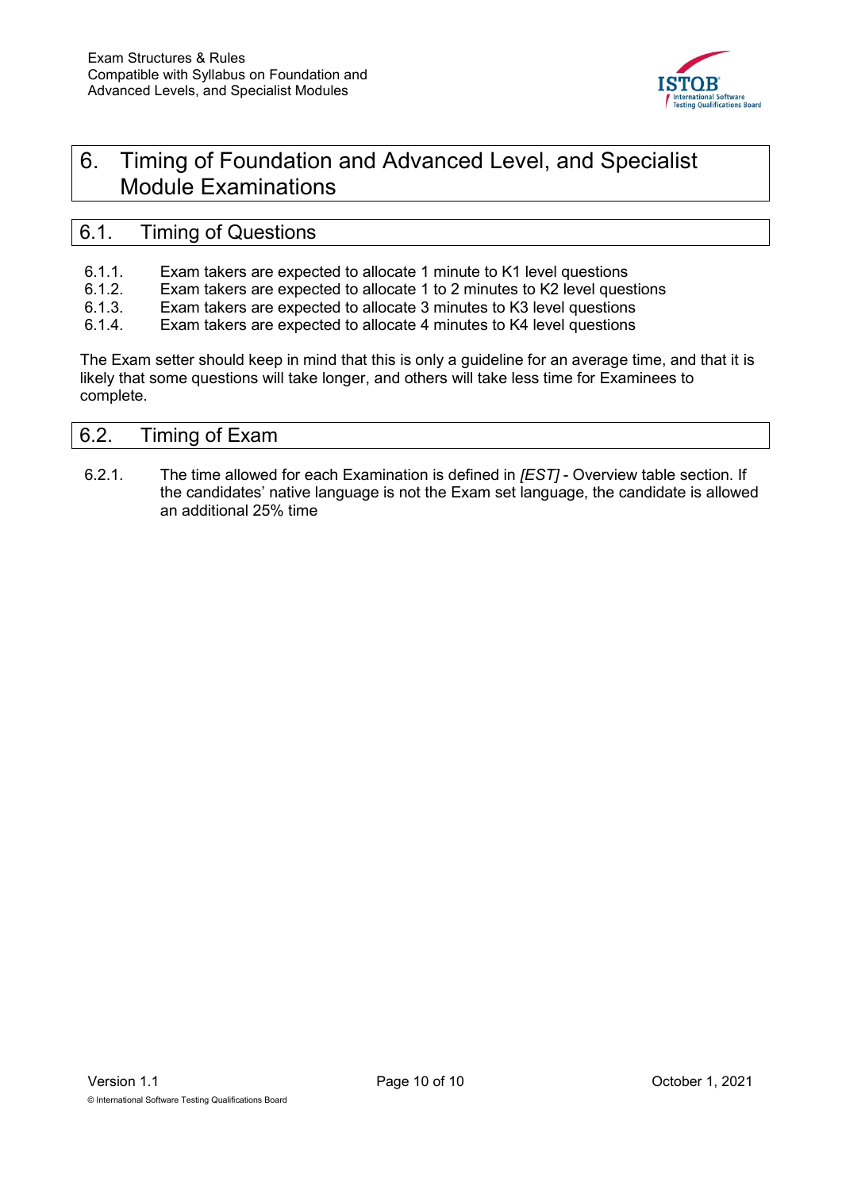# 6. Timing of Foundation and Advanced Level, and Specialist Module Examinations

## 6.1. Timing of Questions

6.1.1. Exam takers are expected to allocate 1 minute to K1 level questions
6.1.2. Exam takers are expected to allocate 1 to 2 minutes to K2 level questions
6.1.3. Exam takers are expected to allocate 3 minutes to K3 level questions
6.1.4. Exam takers are expected to allocate 4 minutes to K4 level questions

The Exam setter should keep in mind that this is only a guideline for an average time, and that it is likely that some questions will take longer, and others will take less time for Examinees to complete.

## 6.2. Timing of Exam

6.2.1. The time allowed for each Examination is defined in *[EST]* - Overview table section. If the candidates' native language is not the Exam set language, the candidate is allowed an additional 25% time